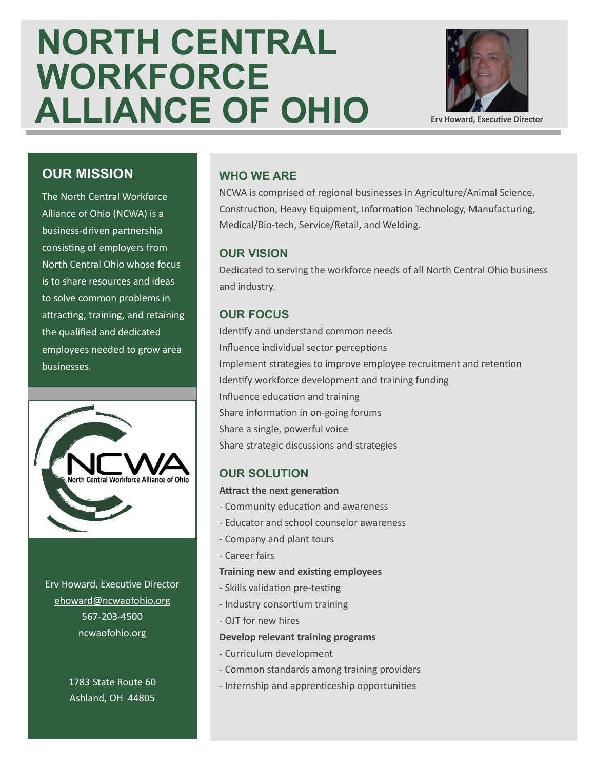# NORTH CENTRAL WORKFORCE ALLIANCE OF OHIO

Erv Howard, Executive Director

## OUR MISSION

The North Central Workforce Alliance of Ohio (NCWA) is a business-driven partnership consisting of employers from North Central Ohio whose focus is to share resources and ideas to solve common problems in attracting, training, and retaining the qualified and dedicated employees needed to grow area businesses.

NCWA
North Central Workforce Alliance of Ohio

Erv Howard, Executive Director
ehoward@ncwaofohio.org
567-203-4500
ncwaofohio.org

1783 State Route 60
Ashland, OH 44805

## WHO WE ARE

NCWA is comprised of regional businesses in Agriculture/Animal Science, Construction, Heavy Equipment, Information Technology, Manufacturing, Medical/Bio-tech, Service/Retail, and Welding.

## OUR VISION

Dedicated to serving the workforce needs of all North Central Ohio business and industry.

## OUR FOCUS

Identify and understand common needs
Influence individual sector perceptions
Implement strategies to improve employee recruitment and retention
Identify workforce development and training funding
Influence education and training
Share information in on-going forums
Share a single, powerful voice
Share strategic discussions and strategies

## OUR SOLUTION

**Attract the next generation**

- Community education and awareness
- Educator and school counselor awareness
- Company and plant tours
- Career fairs

**Training new and existing employees**

- Skills validation pre-testing
- Industry consortium training
- OJT for new hires

**Develop relevant training programs**

- Curriculum development
- Common standards among training providers
- Internship and apprenticeship opportunities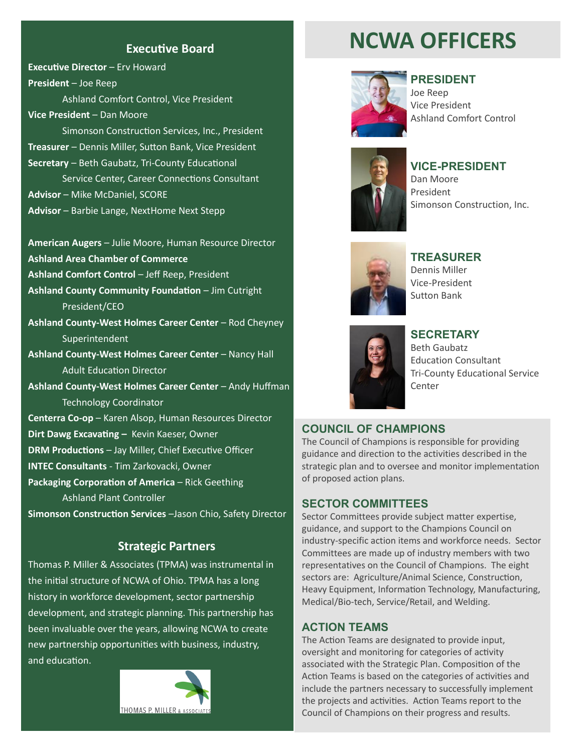## Executive Board

**Executive Director** – Erv Howard

**President** – Joe Reep
Ashland Comfort Control, Vice President

**Vice President** – Dan Moore
Simonson Construction Services, Inc., President

**Treasurer** – Dennis Miller, Sutton Bank, Vice President

**Secretary** – Beth Gaubatz, Tri-County Educational Service Center, Career Connections Consultant

**Advisor** – Mike McDaniel, SCORE

**Advisor** – Barbie Lange, NextHome Next Stepp

**American Augers** – Julie Moore, Human Resource Director

**Ashland Area Chamber of Commerce**

**Ashland Comfort Control** – Jeff Reep, President

**Ashland County Community Foundation** – Jim Cutright
President/CEO

**Ashland County-West Holmes Career Center** – Rod Cheyney
Superintendent

**Ashland County-West Holmes Career Center** – Nancy Hall
Adult Education Director

**Ashland County-West Holmes Career Center** – Andy Huffman
Technology Coordinator

**Centerra Co-op** – Karen Alsop, Human Resources Director

**Dirt Dawg Excavating –** Kevin Kaeser, Owner

**DRM Productions** – Jay Miller, Chief Executive Officer

**INTEC Consultants** - Tim Zarkovacki, Owner

**Packaging Corporation of America** – Rick Geething
Ashland Plant Controller

**Simonson Construction Services** –Jason Chio, Safety Director

## Strategic Partners

Thomas P. Miller & Associates (TPMA) was instrumental in the initial structure of NCWA of Ohio. TPMA has a long history in workforce development, sector partnership development, and strategic planning. This partnership has been invaluable over the years, allowing NCWA to create new partnership opportunities with business, industry, and education.

THOMAS P. MILLER & ASSOCIATES

# NCWA OFFICERS

### PRESIDENT
Joe Reep
Vice President
Ashland Comfort Control

### VICE-PRESIDENT
Dan Moore
President
Simonson Construction, Inc.

### TREASURER
Dennis Miller
Vice-President
Sutton Bank

### SECRETARY
Beth Gaubatz
Education Consultant
Tri-County Educational Service Center

### COUNCIL OF CHAMPIONS
The Council of Champions is responsible for providing guidance and direction to the activities described in the strategic plan and to oversee and monitor implementation of proposed action plans.

### SECTOR COMMITTEES
Sector Committees provide subject matter expertise, guidance, and support to the Champions Council on industry-specific action items and workforce needs. Sector Committees are made up of industry members with two representatives on the Council of Champions. The eight sectors are: Agriculture/Animal Science, Construction, Heavy Equipment, Information Technology, Manufacturing, Medical/Bio-tech, Service/Retail, and Welding.

### ACTION TEAMS
The Action Teams are designated to provide input, oversight and monitoring for categories of activity associated with the Strategic Plan. Composition of the Action Teams is based on the categories of activities and include the partners necessary to successfully implement the projects and activities. Action Teams report to the Council of Champions on their progress and results.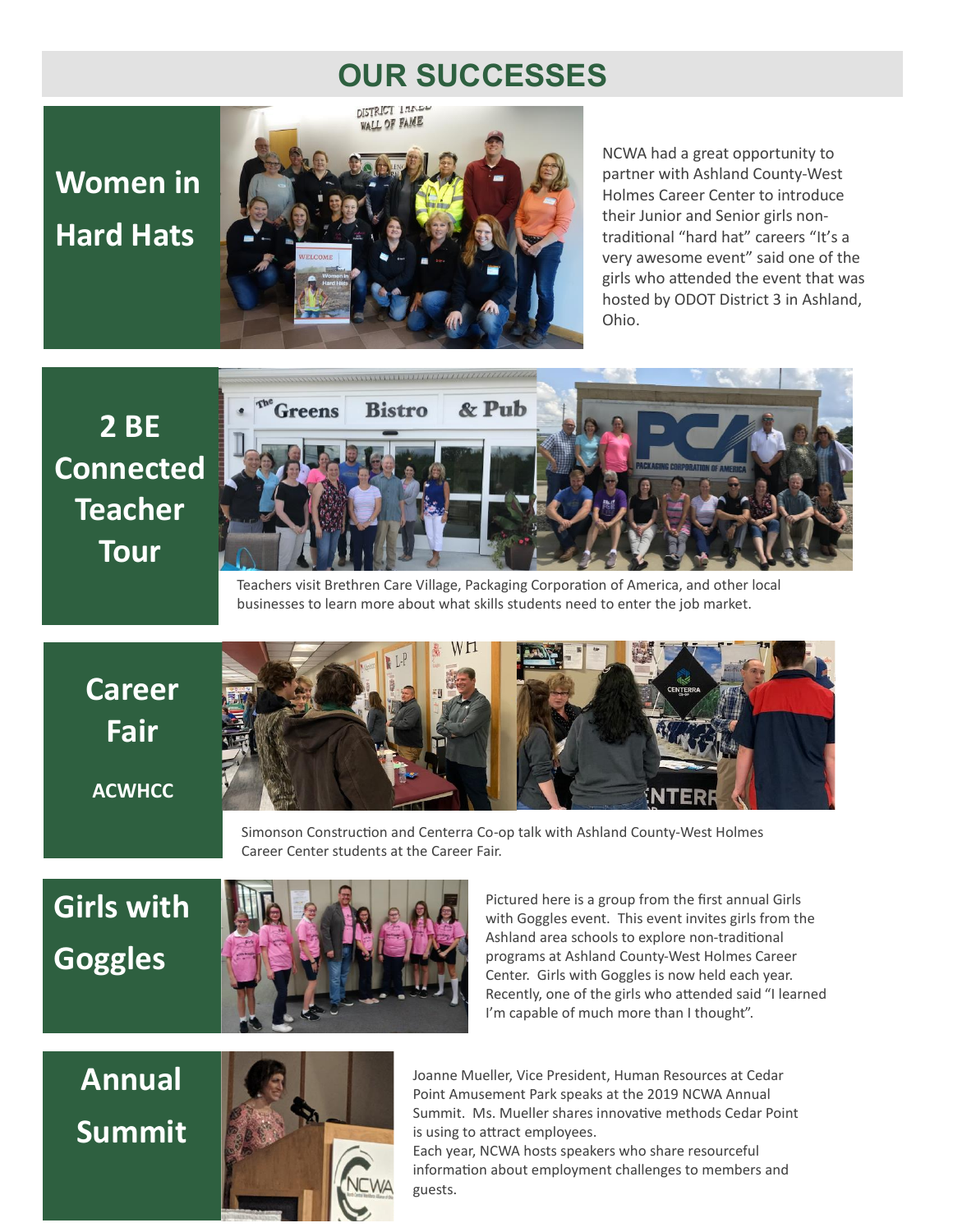# OUR SUCCESSES

## Women in Hard Hats

NCWA had a great opportunity to partner with Ashland County-West Holmes Career Center to introduce their Junior and Senior girls non-traditional "hard hat" careers "It's a very awesome event" said one of the girls who attended the event that was hosted by ODOT District 3 in Ashland, Ohio.

## 2 BE Connected Teacher Tour

Teachers visit Brethren Care Village, Packaging Corporation of America, and other local businesses to learn more about what skills students need to enter the job market.

## Career Fair

**ACWHCC**

Simonson Construction and Centerra Co-op talk with Ashland County-West Holmes Career Center students at the Career Fair.

## Girls with Goggles

Pictured here is a group from the first annual Girls with Goggles event. This event invites girls from the Ashland area schools to explore non-traditional programs at Ashland County-West Holmes Career Center. Girls with Goggles is now held each year. Recently, one of the girls who attended said "I learned I'm capable of much more than I thought".

## Annual Summit

Joanne Mueller, Vice President, Human Resources at Cedar Point Amusement Park speaks at the 2019 NCWA Annual Summit. Ms. Mueller shares innovative methods Cedar Point is using to attract employees.

Each year, NCWA hosts speakers who share resourceful information about employment challenges to members and guests.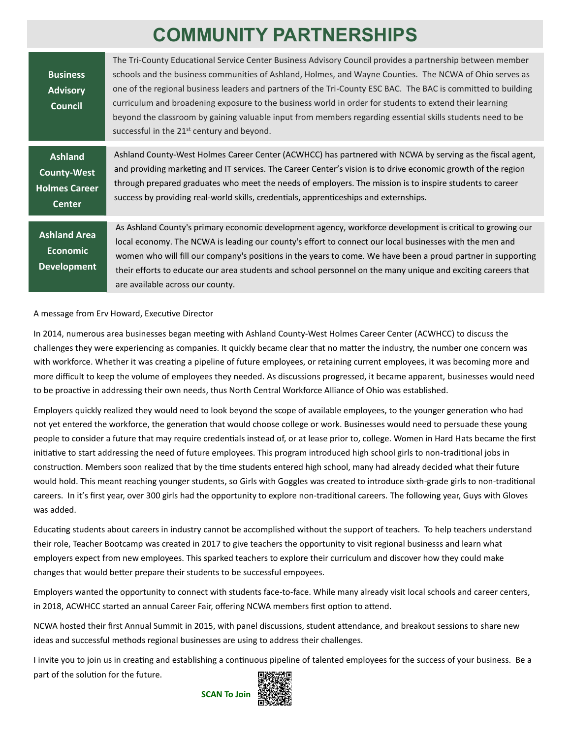# COMMUNITY PARTNERSHIPS

| | |
|---|---|
| **Business Advisory Council** | The Tri-County Educational Service Center Business Advisory Council provides a partnership between member schools and the business communities of Ashland, Holmes, and Wayne Counties. The NCWA of Ohio serves as one of the regional business leaders and partners of the Tri-County ESC BAC. The BAC is committed to building curriculum and broadening exposure to the business world in order for students to extend their learning beyond the classroom by gaining valuable input from members regarding essential skills students need to be successful in the 21st century and beyond. |
| **Ashland County-West Holmes Career Center** | Ashland County-West Holmes Career Center (ACWHCC) has partnered with NCWA by serving as the fiscal agent, and providing marketing and IT services. The Career Center's vision is to drive economic growth of the region through prepared graduates who meet the needs of employers. The mission is to inspire students to career success by providing real-world skills, credentials, apprenticeships and externships. |
| **Ashland Area Economic Development** | As Ashland County's primary economic development agency, workforce development is critical to growing our local economy. The NCWA is leading our county's effort to connect our local businesses with the men and women who will fill our company's positions in the years to come. We have been a proud partner in supporting their efforts to educate our area students and school personnel on the many unique and exciting careers that are available across our county. |

A message from Erv Howard, Executive Director

In 2014, numerous area businesses began meeting with Ashland County-West Holmes Career Center (ACWHCC) to discuss the challenges they were experiencing as companies. It quickly became clear that no matter the industry, the number one concern was with workforce. Whether it was creating a pipeline of future employees, or retaining current employees, it was becoming more and more difficult to keep the volume of employees they needed. As discussions progressed, it became apparent, businesses would need to be proactive in addressing their own needs, thus North Central Workforce Alliance of Ohio was established.

Employers quickly realized they would need to look beyond the scope of available employees, to the younger generation who had not yet entered the workforce, the generation that would choose college or work. Businesses would need to persuade these young people to consider a future that may require credentials instead of, or at lease prior to, college. Women in Hard Hats became the first initiative to start addressing the need of future employees. This program introduced high school girls to non-traditional jobs in construction. Members soon realized that by the time students entered high school, many had already decided what their future would hold. This meant reaching younger students, so Girls with Goggles was created to introduce sixth-grade girls to non-traditional careers. In it's first year, over 300 girls had the opportunity to explore non-traditional careers. The following year, Guys with Gloves was added.

Educating students about careers in industry cannot be accomplished without the support of teachers. To help teachers understand their role, Teacher Bootcamp was created in 2017 to give teachers the opportunity to visit regional businesss and learn what employers expect from new employees. This sparked teachers to explore their curriculum and discover how they could make changes that would better prepare their students to be successful empoyees.

Employers wanted the opportunity to connect with students face-to-face. While many already visit local schools and career centers, in 2018, ACWHCC started an annual Career Fair, offering NCWA members first option to attend.

NCWA hosted their first Annual Summit in 2015, with panel discussions, student attendance, and breakout sessions to share new ideas and successful methods regional businesses are using to address their challenges.

I invite you to join us in creating and establishing a continuous pipeline of talented employees for the success of your business. Be a part of the solution for the future.

**SCAN To Join**